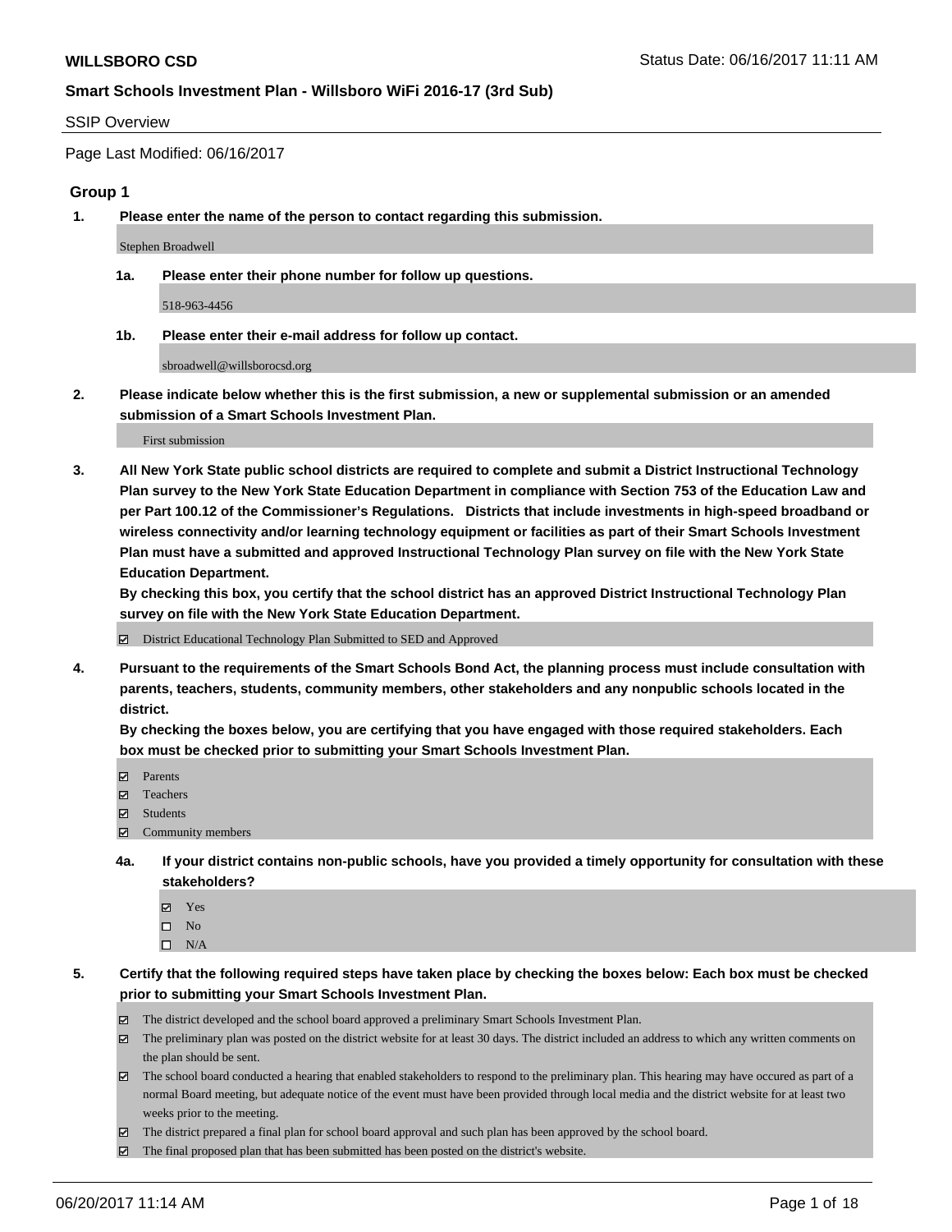**WILLSBORO CSD** Status Date: 06/16/2017 11:11 AM

**Smart Schools Investment Plan - Willsboro WiFi 2016-17 (3rd Sub)**

SSIP Overview

Page Last Modified: 06/16/2017

### Group 1

**1. Please enter the name of the person to contact regarding this submission.**

Stephen Broadwell

**1a. Please enter their phone number for follow up questions.**

518-963-4456

**1b. Please enter their e-mail address for follow up contact.**

sbroadwell@willsborocsd.org

**2. Please indicate below whether this is the first submission, a new or supplemental submission or an amended submission of a Smart Schools Investment Plan.**

First submission

**3. All New York State public school districts are required to complete and submit a District Instructional Technology Plan survey to the New York State Education Department in compliance with Section 753 of the Education Law and per Part 100.12 of the Commissioner's Regulations. Districts that include investments in high-speed broadband or wireless connectivity and/or learning technology equipment or facilities as part of their Smart Schools Investment Plan must have a submitted and approved Instructional Technology Plan survey on file with the New York State Education Department.**

**By checking this box, you certify that the school district has an approved District Instructional Technology Plan survey on file with the New York State Education Department.**

- [x] District Educational Technology Plan Submitted to SED and Approved

**4. Pursuant to the requirements of the Smart Schools Bond Act, the planning process must include consultation with parents, teachers, students, community members, other stakeholders and any nonpublic schools located in the district.**

**By checking the boxes below, you are certifying that you have engaged with those required stakeholders. Each box must be checked prior to submitting your Smart Schools Investment Plan.**

- [x] Parents
- [x] Teachers
- [x] Students
- [x] Community members

**4a. If your district contains non-public schools, have you provided a timely opportunity for consultation with these stakeholders?**

- [x] Yes
- [ ] No
- [ ] N/A

**5. Certify that the following required steps have taken place by checking the boxes below: Each box must be checked prior to submitting your Smart Schools Investment Plan.**

- [x] The district developed and the school board approved a preliminary Smart Schools Investment Plan.
- [x] The preliminary plan was posted on the district website for at least 30 days. The district included an address to which any written comments on the plan should be sent.
- [x] The school board conducted a hearing that enabled stakeholders to respond to the preliminary plan. This hearing may have occured as part of a normal Board meeting, but adequate notice of the event must have been provided through local media and the district website for at least two weeks prior to the meeting.
- [x] The district prepared a final plan for school board approval and such plan has been approved by the school board.
- [x] The final proposed plan that has been submitted has been posted on the district's website.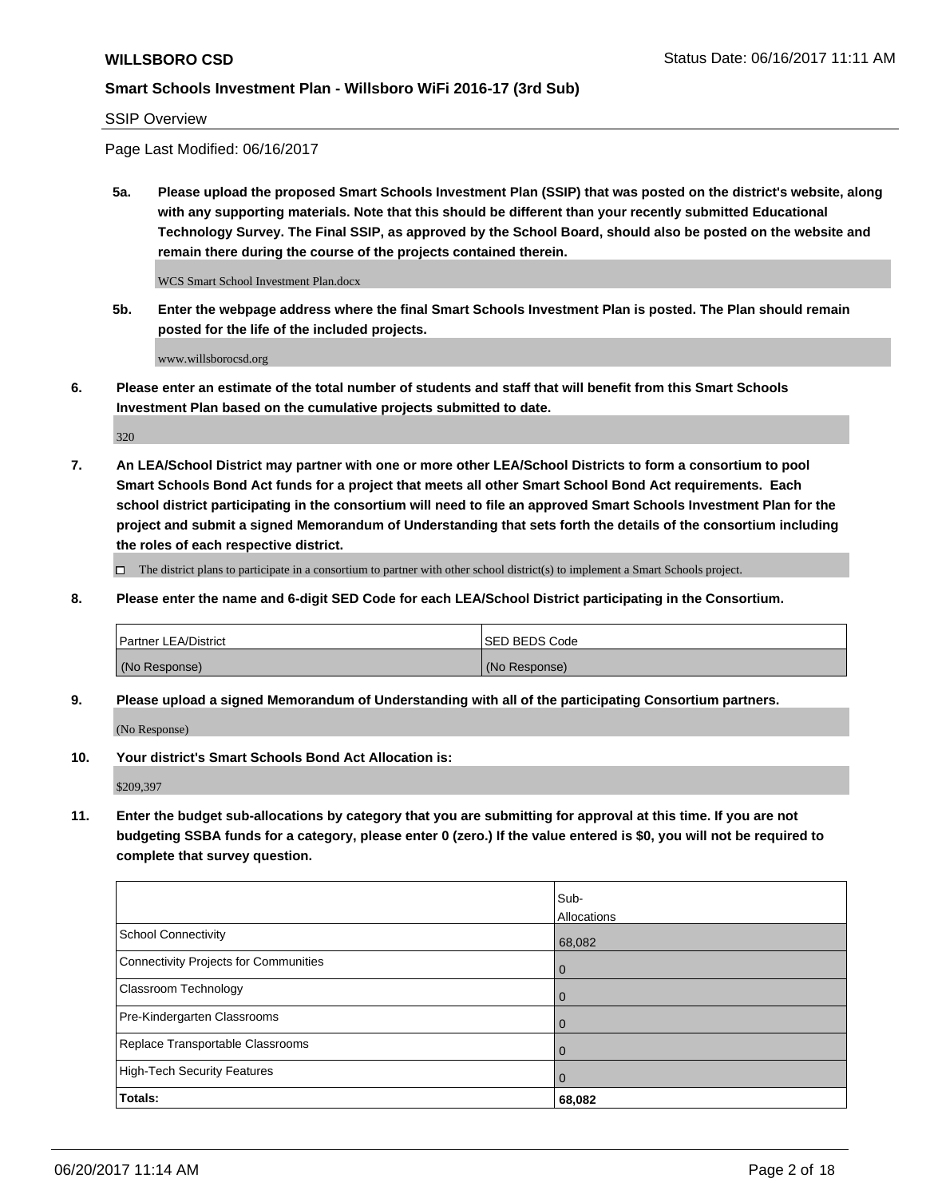**WILLSBORO CSD**

**Smart Schools Investment Plan - Willsboro WiFi 2016-17 (3rd Sub)**

SSIP Overview

Page Last Modified: 06/16/2017

**5a. Please upload the proposed Smart Schools Investment Plan (SSIP) that was posted on the district's website, along with any supporting materials. Note that this should be different than your recently submitted Educational Technology Survey. The Final SSIP, as approved by the School Board, should also be posted on the website and remain there during the course of the projects contained therein.**

WCS Smart School Investment Plan.docx

**5b. Enter the webpage address where the final Smart Schools Investment Plan is posted. The Plan should remain posted for the life of the included projects.**

www.willsborocsd.org

**6. Please enter an estimate of the total number of students and staff that will benefit from this Smart Schools Investment Plan based on the cumulative projects submitted to date.**

320

**7. An LEA/School District may partner with one or more other LEA/School Districts to form a consortium to pool Smart Schools Bond Act funds for a project that meets all other Smart School Bond Act requirements. Each school district participating in the consortium will need to file an approved Smart Schools Investment Plan for the project and submit a signed Memorandum of Understanding that sets forth the details of the consortium including the roles of each respective district.**

☐ The district plans to participate in a consortium to partner with other school district(s) to implement a Smart Schools project.

**8. Please enter the name and 6-digit SED Code for each LEA/School District participating in the Consortium.**

| Partner LEA/District | SED BEDS Code |
| --- | --- |
| (No Response) | (No Response) |

**9. Please upload a signed Memorandum of Understanding with all of the participating Consortium partners.**

(No Response)

**10. Your district's Smart Schools Bond Act Allocation is:**

$209,397

**11. Enter the budget sub-allocations by category that you are submitting for approval at this time. If you are not budgeting SSBA funds for a category, please enter 0 (zero.) If the value entered is $0, you will not be required to complete that survey question.**

| | Sub-Allocations |
| --- | --- |
| School Connectivity | 68,082 |
| Connectivity Projects for Communities | 0 |
| Classroom Technology | 0 |
| Pre-Kindergarten Classrooms | 0 |
| Replace Transportable Classrooms | 0 |
| High-Tech Security Features | 0 |
| **Totals:** | **68,082** |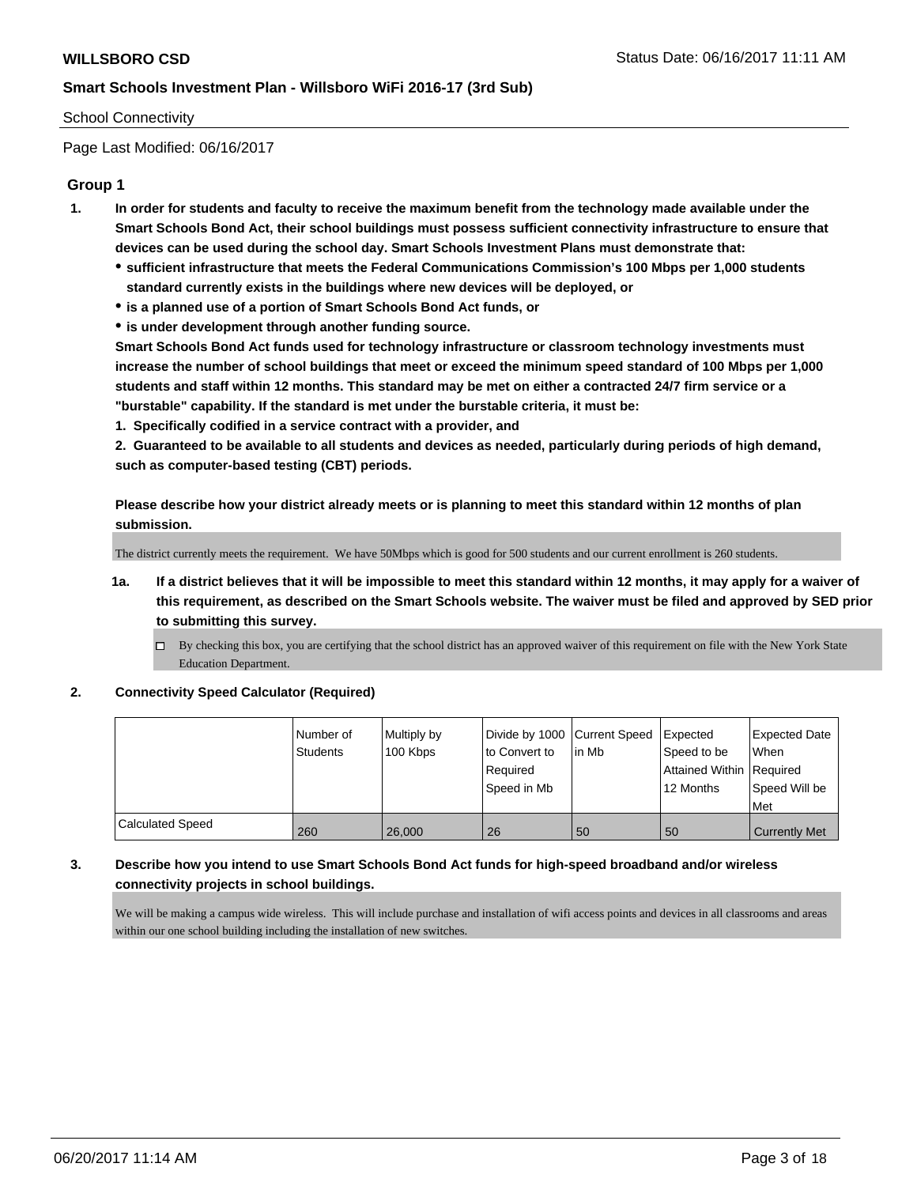School Connectivity

Page Last Modified: 06/16/2017

## Group 1

**1. In order for students and faculty to receive the maximum benefit from the technology made available under the Smart Schools Bond Act, their school buildings must possess sufficient connectivity infrastructure to ensure that devices can be used during the school day. Smart Schools Investment Plans must demonstrate that:**

- **sufficient infrastructure that meets the Federal Communications Commission's 100 Mbps per 1,000 students standard currently exists in the buildings where new devices will be deployed, or**
- **is a planned use of a portion of Smart Schools Bond Act funds, or**
- **is under development through another funding source.**

**Smart Schools Bond Act funds used for technology infrastructure or classroom technology investments must increase the number of school buildings that meet or exceed the minimum speed standard of 100 Mbps per 1,000 students and staff within 12 months. This standard may be met on either a contracted 24/7 firm service or a "burstable" capability. If the standard is met under the burstable criteria, it must be:**

**1. Specifically codified in a service contract with a provider, and**

**2. Guaranteed to be available to all students and devices as needed, particularly during periods of high demand, such as computer-based testing (CBT) periods.**

**Please describe how your district already meets or is planning to meet this standard within 12 months of plan submission.**

The district currently meets the requirement. We have 50Mbps which is good for 500 students and our current enrollment is 260 students.

**1a. If a district believes that it will be impossible to meet this standard within 12 months, it may apply for a waiver of this requirement, as described on the Smart Schools website. The waiver must be filed and approved by SED prior to submitting this survey.**

☐ By checking this box, you are certifying that the school district has an approved waiver of this requirement on file with the New York State Education Department.

**2. Connectivity Speed Calculator (Required)**

| | Number of Students | Multiply by 100 Kbps | Divide by 1000 to Convert to Required Speed in Mb | Current Speed in Mb | Expected Speed to be Attained Within 12 Months | Expected Date When Required Speed Will be Met |
|---|---|---|---|---|---|---|
| Calculated Speed | 260 | 26,000 | 26 | 50 | 50 | Currently Met |

**3. Describe how you intend to use Smart Schools Bond Act funds for high-speed broadband and/or wireless connectivity projects in school buildings.**

We will be making a campus wide wireless. This will include purchase and installation of wifi access points and devices in all classrooms and areas within our one school building including the installation of new switches.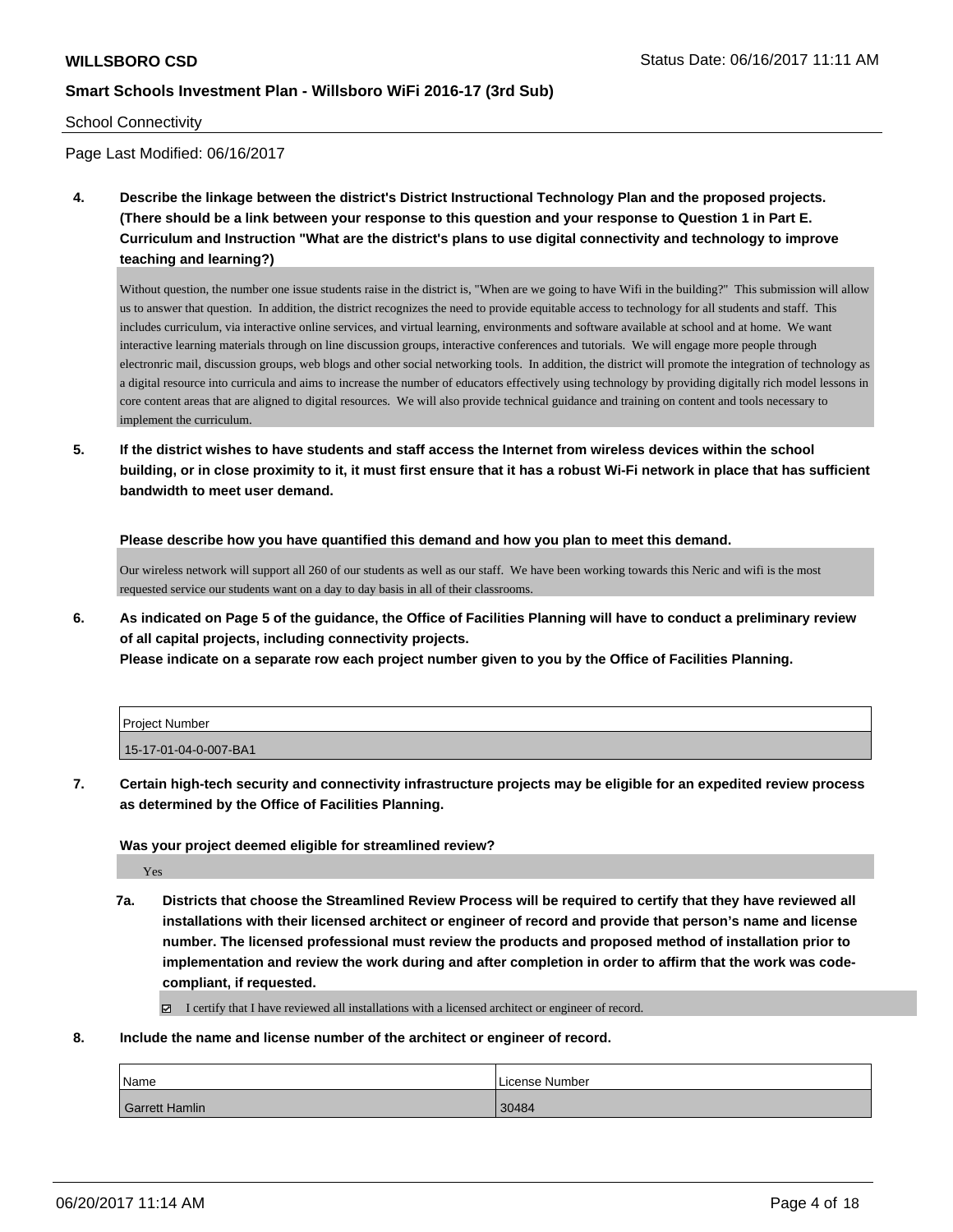School Connectivity

Page Last Modified: 06/16/2017

**4. Describe the linkage between the district's District Instructional Technology Plan and the proposed projects. (There should be a link between your response to this question and your response to Question 1 in Part E. Curriculum and Instruction "What are the district's plans to use digital connectivity and technology to improve teaching and learning?)**

Without question, the number one issue students raise in the district is, "When are we going to have Wifi in the building?" This submission will allow us to answer that question. In addition, the district recognizes the need to provide equitable access to technology for all students and staff. This includes curriculum, via interactive online services, and virtual learning, environments and software available at school and at home. We want interactive learning materials through on line discussion groups, interactive conferences and tutorials. We will engage more people through electronric mail, discussion groups, web blogs and other social networking tools. In addition, the district will promote the integration of technology as a digital resource into curricula and aims to increase the number of educators effectively using technology by providing digitally rich model lessons in core content areas that are aligned to digital resources. We will also provide technical guidance and training on content and tools necessary to implement the curriculum.

**5. If the district wishes to have students and staff access the Internet from wireless devices within the school building, or in close proximity to it, it must first ensure that it has a robust Wi-Fi network in place that has sufficient bandwidth to meet user demand.**

**Please describe how you have quantified this demand and how you plan to meet this demand.**

Our wireless network will support all 260 of our students as well as our staff. We have been working towards this Neric and wifi is the most requested service our students want on a day to day basis in all of their classrooms.

**6. As indicated on Page 5 of the guidance, the Office of Facilities Planning will have to conduct a preliminary review of all capital projects, including connectivity projects.**
**Please indicate on a separate row each project number given to you by the Office of Facilities Planning.**

| Project Number |
| --- |
| 15-17-01-04-0-007-BA1 |

**7. Certain high-tech security and connectivity infrastructure projects may be eligible for an expedited review process as determined by the Office of Facilities Planning.**

**Was your project deemed eligible for streamlined review?**

Yes

**7a. Districts that choose the Streamlined Review Process will be required to certify that they have reviewed all installations with their licensed architect or engineer of record and provide that person's name and license number. The licensed professional must review the products and proposed method of installation prior to implementation and review the work during and after completion in order to affirm that the work was code-compliant, if requested.**

☑ I certify that I have reviewed all installations with a licensed architect or engineer of record.

**8. Include the name and license number of the architect or engineer of record.**

| Name | License Number |
| --- | --- |
| Garrett Hamlin | 30484 |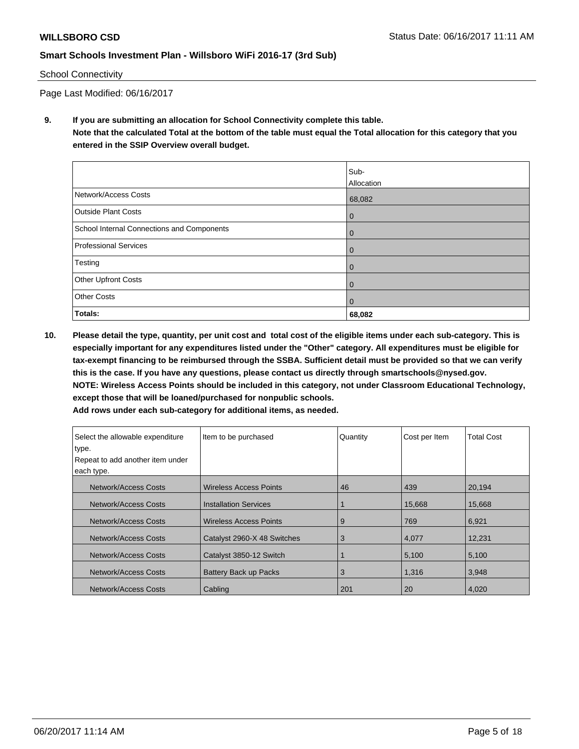School Connectivity

Page Last Modified: 06/16/2017

**9. If you are submitting an allocation for School Connectivity complete this table. Note that the calculated Total at the bottom of the table must equal the Total allocation for this category that you entered in the SSIP Overview overall budget.**

| | Sub-Allocation |
|---|---|
| Network/Access Costs | 68,082 |
| Outside Plant Costs | 0 |
| School Internal Connections and Components | 0 |
| Professional Services | 0 |
| Testing | 0 |
| Other Upfront Costs | 0 |
| Other Costs | 0 |
| **Totals:** | **68,082** |

**10. Please detail the type, quantity, per unit cost and total cost of the eligible items under each sub-category. This is especially important for any expenditures listed under the "Other" category. All expenditures must be eligible for tax-exempt financing to be reimbursed through the SSBA. Sufficient detail must be provided so that we can verify this is the case. If you have any questions, please contact us directly through smartschools@nysed.gov. NOTE: Wireless Access Points should be included in this category, not under Classroom Educational Technology, except those that will be loaned/purchased for nonpublic schools. Add rows under each sub-category for additional items, as needed.**

| Select the allowable expenditure type. Repeat to add another item under each type. | Item to be purchased | Quantity | Cost per Item | Total Cost |
|---|---|---|---|---|
| Network/Access Costs | Wireless Access Points | 46 | 439 | 20,194 |
| Network/Access Costs | Installation Services | 1 | 15,668 | 15,668 |
| Network/Access Costs | Wireless Access Points | 9 | 769 | 6,921 |
| Network/Access Costs | Catalyst 2960-X 48 Switches | 3 | 4,077 | 12,231 |
| Network/Access Costs | Catalyst 3850-12 Switch | 1 | 5,100 | 5,100 |
| Network/Access Costs | Battery Back up Packs | 3 | 1,316 | 3,948 |
| Network/Access Costs | Cabling | 201 | 20 | 4,020 |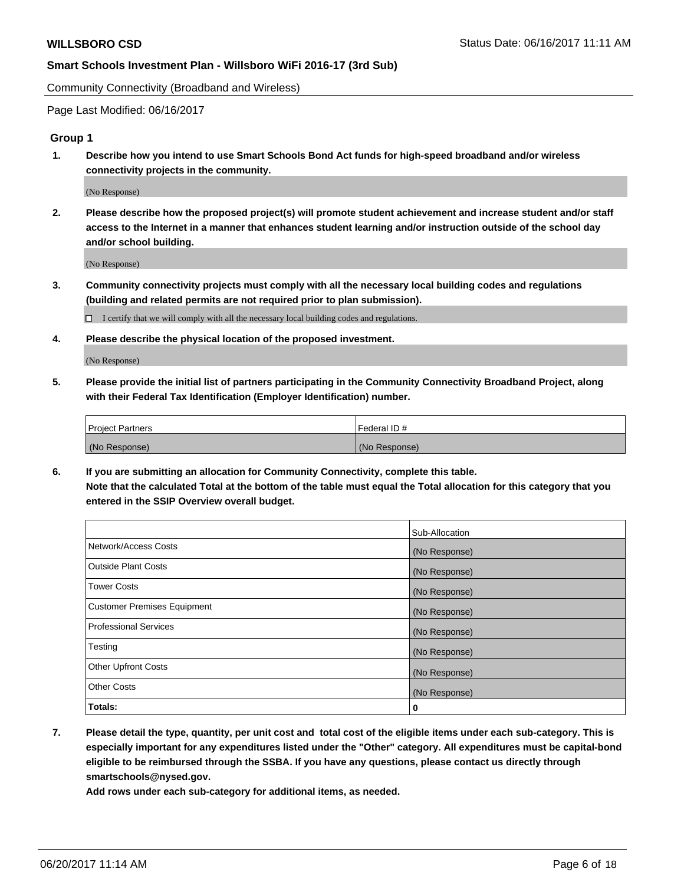Community Connectivity (Broadband and Wireless)

Page Last Modified: 06/16/2017

## Group 1

**1. Describe how you intend to use Smart Schools Bond Act funds for high-speed broadband and/or wireless connectivity projects in the community.**

(No Response)

**2. Please describe how the proposed project(s) will promote student achievement and increase student and/or staff access to the Internet in a manner that enhances student learning and/or instruction outside of the school day and/or school building.**

(No Response)

**3. Community connectivity projects must comply with all the necessary local building codes and regulations (building and related permits are not required prior to plan submission).**

☐ I certify that we will comply with all the necessary local building codes and regulations.

**4. Please describe the physical location of the proposed investment.**

(No Response)

**5. Please provide the initial list of partners participating in the Community Connectivity Broadband Project, along with their Federal Tax Identification (Employer Identification) number.**

| Project Partners | Federal ID # |
|---|---|
| (No Response) | (No Response) |

**6. If you are submitting an allocation for Community Connectivity, complete this table.**
**Note that the calculated Total at the bottom of the table must equal the Total allocation for this category that you entered in the SSIP Overview overall budget.**

| | Sub-Allocation |
|---|---|
| Network/Access Costs | (No Response) |
| Outside Plant Costs | (No Response) |
| Tower Costs | (No Response) |
| Customer Premises Equipment | (No Response) |
| Professional Services | (No Response) |
| Testing | (No Response) |
| Other Upfront Costs | (No Response) |
| Other Costs | (No Response) |
| **Totals:** | **0** |

**7. Please detail the type, quantity, per unit cost and total cost of the eligible items under each sub-category. This is especially important for any expenditures listed under the "Other" category. All expenditures must be capital-bond eligible to be reimbursed through the SSBA. If you have any questions, please contact us directly through smartschools@nysed.gov.**
**Add rows under each sub-category for additional items, as needed.**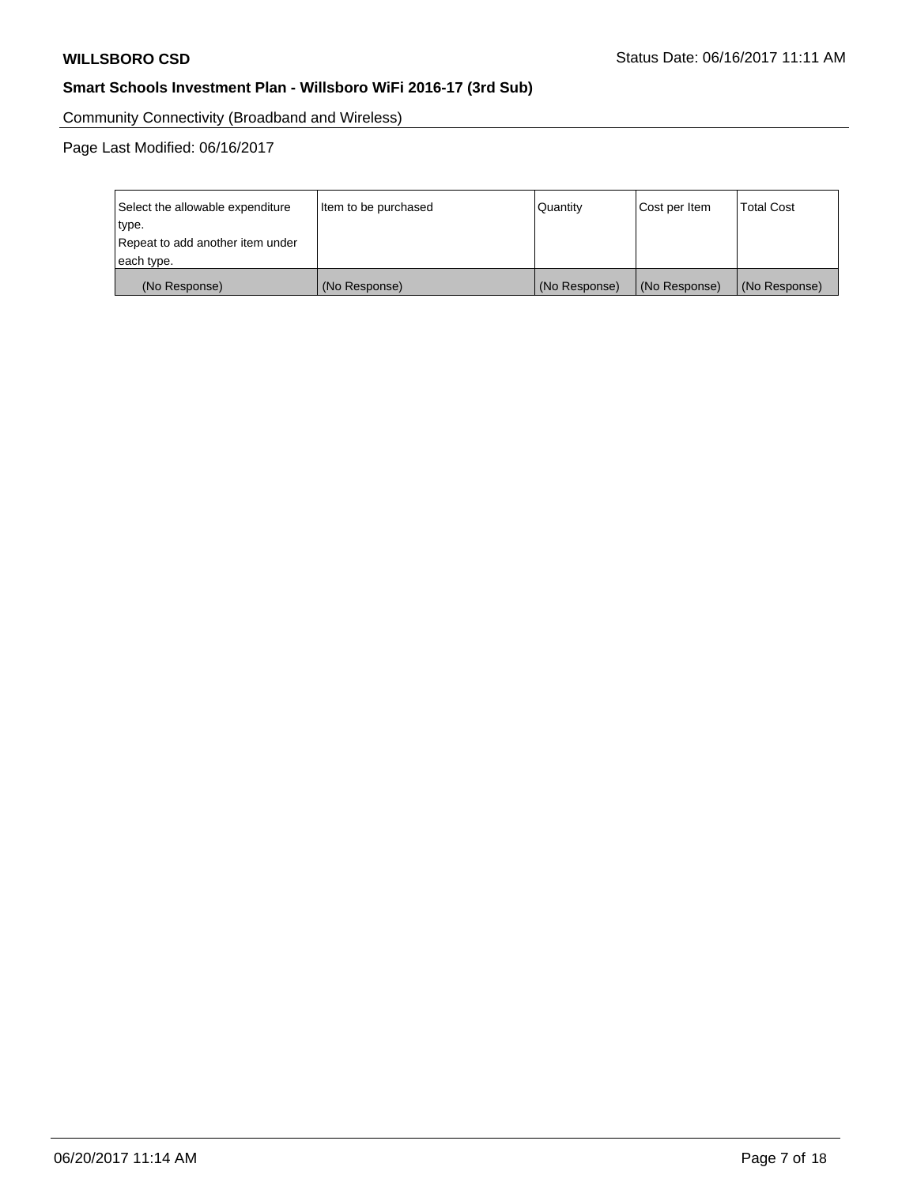Community Connectivity (Broadband and Wireless)

Page Last Modified: 06/16/2017

| Select the allowable expenditure type. Repeat to add another item under each type. | Item to be purchased | Quantity | Cost per Item | Total Cost |
|---|---|---|---|---|
| (No Response) | (No Response) | (No Response) | (No Response) | (No Response) |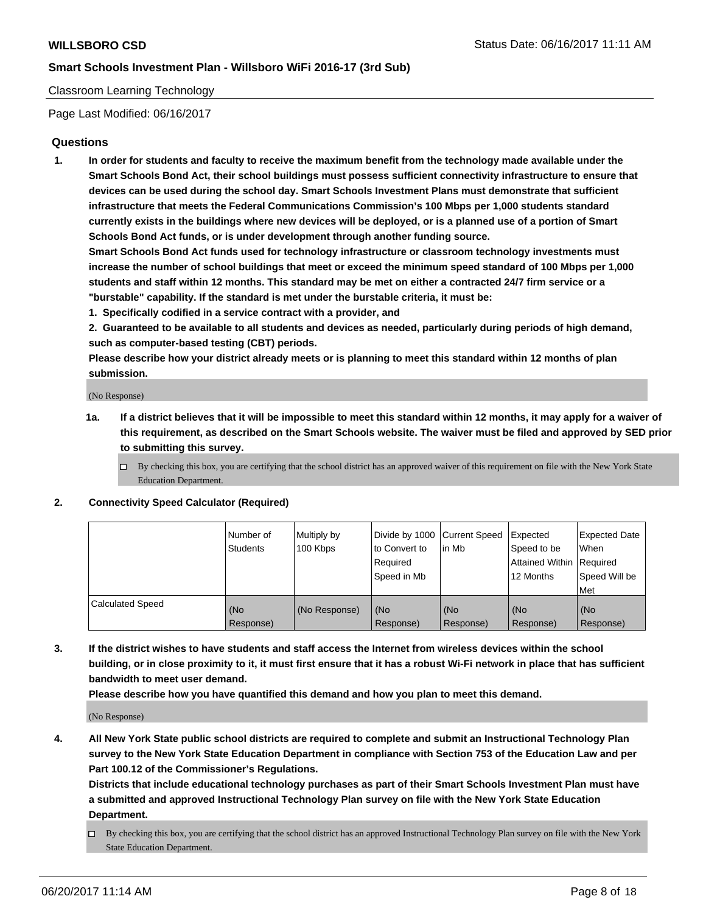Classroom Learning Technology

Page Last Modified: 06/16/2017

## Questions

**1. In order for students and faculty to receive the maximum benefit from the technology made available under the Smart Schools Bond Act, their school buildings must possess sufficient connectivity infrastructure to ensure that devices can be used during the school day. Smart Schools Investment Plans must demonstrate that sufficient infrastructure that meets the Federal Communications Commission's 100 Mbps per 1,000 students standard currently exists in the buildings where new devices will be deployed, or is a planned use of a portion of Smart Schools Bond Act funds, or is under development through another funding source.**

**Smart Schools Bond Act funds used for technology infrastructure or classroom technology investments must increase the number of school buildings that meet or exceed the minimum speed standard of 100 Mbps per 1,000 students and staff within 12 months. This standard may be met on either a contracted 24/7 firm service or a "burstable" capability. If the standard is met under the burstable criteria, it must be:**

**1. Specifically codified in a service contract with a provider, and**

**2. Guaranteed to be available to all students and devices as needed, particularly during periods of high demand, such as computer-based testing (CBT) periods.**

**Please describe how your district already meets or is planning to meet this standard within 12 months of plan submission.**

(No Response)

**1a. If a district believes that it will be impossible to meet this standard within 12 months, it may apply for a waiver of this requirement, as described on the Smart Schools website. The waiver must be filed and approved by SED prior to submitting this survey.**

☐ By checking this box, you are certifying that the school district has an approved waiver of this requirement on file with the New York State Education Department.

**2. Connectivity Speed Calculator (Required)**

| | Number of Students | Multiply by 100 Kbps | Divide by 1000 to Convert to Required Speed in Mb | Current Speed in Mb | Expected Speed to be Attained Within 12 Months | Expected Date When Required Speed Will be Met |
|---|---|---|---|---|---|---|
| Calculated Speed | (No Response) | (No Response) | (No Response) | (No Response) | (No Response) | (No Response) |

**3. If the district wishes to have students and staff access the Internet from wireless devices within the school building, or in close proximity to it, it must first ensure that it has a robust Wi-Fi network in place that has sufficient bandwidth to meet user demand.**

**Please describe how you have quantified this demand and how you plan to meet this demand.**

(No Response)

**4. All New York State public school districts are required to complete and submit an Instructional Technology Plan survey to the New York State Education Department in compliance with Section 753 of the Education Law and per Part 100.12 of the Commissioner's Regulations.**

**Districts that include educational technology purchases as part of their Smart Schools Investment Plan must have a submitted and approved Instructional Technology Plan survey on file with the New York State Education Department.**

☐ By checking this box, you are certifying that the school district has an approved Instructional Technology Plan survey on file with the New York State Education Department.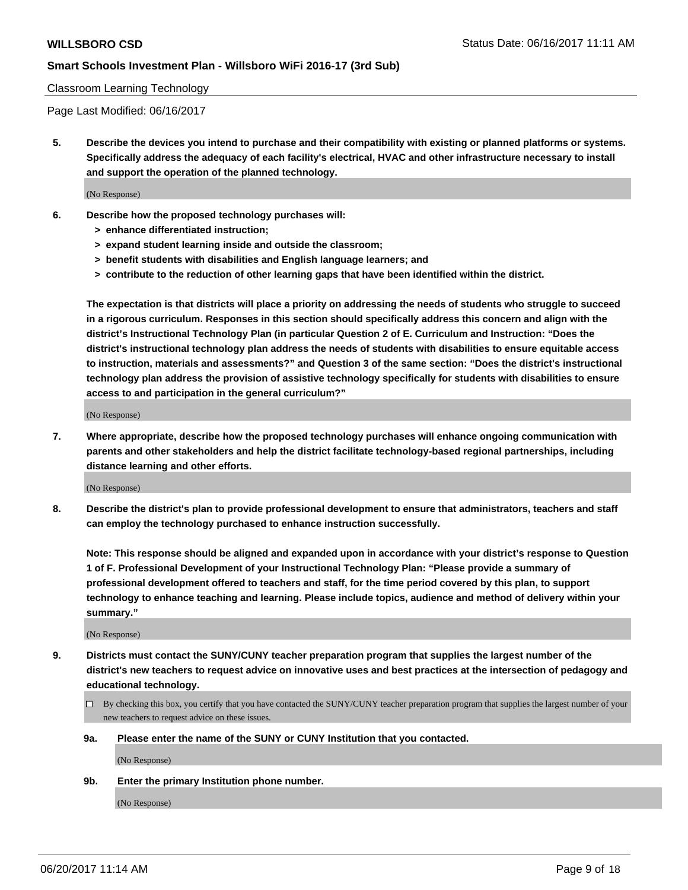Classroom Learning Technology

Page Last Modified: 06/16/2017

**5. Describe the devices you intend to purchase and their compatibility with existing or planned platforms or systems. Specifically address the adequacy of each facility's electrical, HVAC and other infrastructure necessary to install and support the operation of the planned technology.**

(No Response)

**6. Describe how the proposed technology purchases will:**

- **> enhance differentiated instruction;**
- **> expand student learning inside and outside the classroom;**
- **> benefit students with disabilities and English language learners; and**
- **> contribute to the reduction of other learning gaps that have been identified within the district.**

**The expectation is that districts will place a priority on addressing the needs of students who struggle to succeed in a rigorous curriculum. Responses in this section should specifically address this concern and align with the district's Instructional Technology Plan (in particular Question 2 of E. Curriculum and Instruction: "Does the district's instructional technology plan address the needs of students with disabilities to ensure equitable access to instruction, materials and assessments?" and Question 3 of the same section: "Does the district's instructional technology plan address the provision of assistive technology specifically for students with disabilities to ensure access to and participation in the general curriculum?"**

(No Response)

**7. Where appropriate, describe how the proposed technology purchases will enhance ongoing communication with parents and other stakeholders and help the district facilitate technology-based regional partnerships, including distance learning and other efforts.**

(No Response)

**8. Describe the district's plan to provide professional development to ensure that administrators, teachers and staff can employ the technology purchased to enhance instruction successfully.**

**Note: This response should be aligned and expanded upon in accordance with your district's response to Question 1 of F. Professional Development of your Instructional Technology Plan: "Please provide a summary of professional development offered to teachers and staff, for the time period covered by this plan, to support technology to enhance teaching and learning. Please include topics, audience and method of delivery within your summary."**

(No Response)

**9. Districts must contact the SUNY/CUNY teacher preparation program that supplies the largest number of the district's new teachers to request advice on innovative uses and best practices at the intersection of pedagogy and educational technology.**

☐ By checking this box, you certify that you have contacted the SUNY/CUNY teacher preparation program that supplies the largest number of your new teachers to request advice on these issues.

**9a. Please enter the name of the SUNY or CUNY Institution that you contacted.**

(No Response)

**9b. Enter the primary Institution phone number.**

(No Response)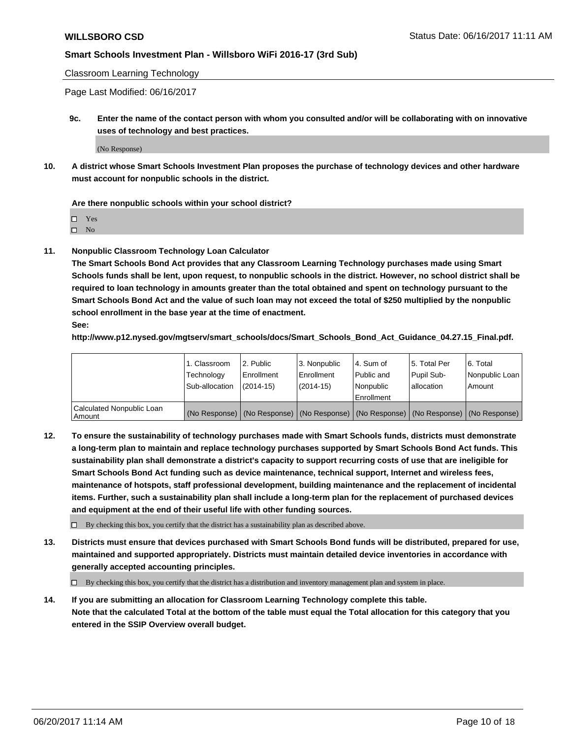Classroom Learning Technology

Page Last Modified: 06/16/2017

**9c. Enter the name of the contact person with whom you consulted and/or will be collaborating with on innovative uses of technology and best practices.**

(No Response)

**10. A district whose Smart Schools Investment Plan proposes the purchase of technology devices and other hardware must account for nonpublic schools in the district.**

**Are there nonpublic schools within your school district?**

- ☐ Yes
- ☐ No

**11. Nonpublic Classroom Technology Loan Calculator**

**The Smart Schools Bond Act provides that any Classroom Learning Technology purchases made using Smart Schools funds shall be lent, upon request, to nonpublic schools in the district. However, no school district shall be required to loan technology in amounts greater than the total obtained and spent on technology pursuant to the Smart Schools Bond Act and the value of such loan may not exceed the total of $250 multiplied by the nonpublic school enrollment in the base year at the time of enactment.**

**See:**

**http://www.p12.nysed.gov/mgtserv/smart_schools/docs/Smart_Schools_Bond_Act_Guidance_04.27.15_Final.pdf.**

| | 1. Classroom Technology Sub-allocation | 2. Public Enrollment (2014-15) | 3. Nonpublic Enrollment (2014-15) | 4. Sum of Public and Nonpublic Enrollment | 5. Total Per Pupil Sub-allocation | 6. Total Nonpublic Loan Amount |
|---|---|---|---|---|---|---|
| Calculated Nonpublic Loan Amount | (No Response) | (No Response) | (No Response) | (No Response) | (No Response) | (No Response) |

**12. To ensure the sustainability of technology purchases made with Smart Schools funds, districts must demonstrate a long-term plan to maintain and replace technology purchases supported by Smart Schools Bond Act funds. This sustainability plan shall demonstrate a district's capacity to support recurring costs of use that are ineligible for Smart Schools Bond Act funding such as device maintenance, technical support, Internet and wireless fees, maintenance of hotspots, staff professional development, building maintenance and the replacement of incidental items. Further, such a sustainability plan shall include a long-term plan for the replacement of purchased devices and equipment at the end of their useful life with other funding sources.**

☐ By checking this box, you certify that the district has a sustainability plan as described above.

**13. Districts must ensure that devices purchased with Smart Schools Bond funds will be distributed, prepared for use, maintained and supported appropriately. Districts must maintain detailed device inventories in accordance with generally accepted accounting principles.**

☐ By checking this box, you certify that the district has a distribution and inventory management plan and system in place.

**14. If you are submitting an allocation for Classroom Learning Technology complete this table. Note that the calculated Total at the bottom of the table must equal the Total allocation for this category that you entered in the SSIP Overview overall budget.**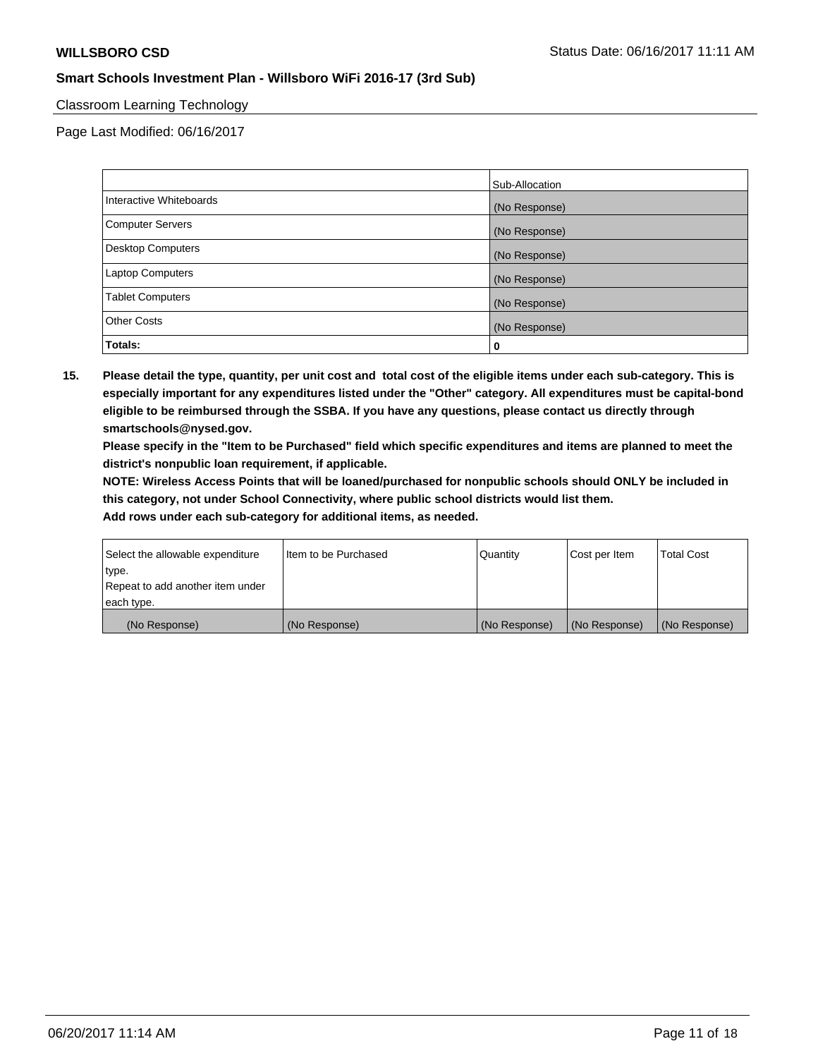Classroom Learning Technology

Page Last Modified: 06/16/2017

| | Sub-Allocation |
|---|---|
| Interactive Whiteboards | (No Response) |
| Computer Servers | (No Response) |
| Desktop Computers | (No Response) |
| Laptop Computers | (No Response) |
| Tablet Computers | (No Response) |
| Other Costs | (No Response) |
| **Totals:** | **0** |

**15. Please detail the type, quantity, per unit cost and total cost of the eligible items under each sub-category. This is especially important for any expenditures listed under the "Other" category. All expenditures must be capital-bond eligible to be reimbursed through the SSBA. If you have any questions, please contact us directly through smartschools@nysed.gov.**

**Please specify in the "Item to be Purchased" field which specific expenditures and items are planned to meet the district's nonpublic loan requirement, if applicable.**

**NOTE: Wireless Access Points that will be loaned/purchased for nonpublic schools should ONLY be included in this category, not under School Connectivity, where public school districts would list them.**

**Add rows under each sub-category for additional items, as needed.**

| Select the allowable expenditure type. Repeat to add another item under each type. | Item to be Purchased | Quantity | Cost per Item | Total Cost |
|---|---|---|---|---|
| (No Response) | (No Response) | (No Response) | (No Response) | (No Response) |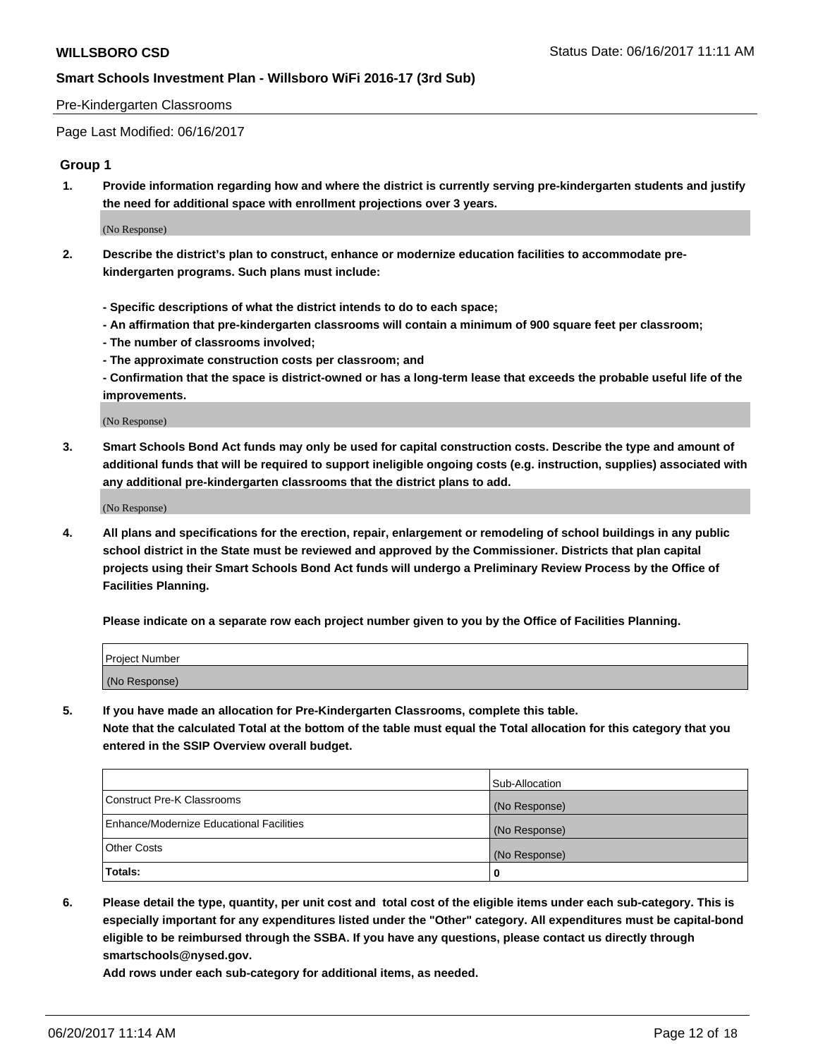Pre-Kindergarten Classrooms

Page Last Modified: 06/16/2017

## Group 1

**1. Provide information regarding how and where the district is currently serving pre-kindergarten students and justify the need for additional space with enrollment projections over 3 years.**

(No Response)

**2. Describe the district's plan to construct, enhance or modernize education facilities to accommodate pre-kindergarten programs. Such plans must include:**

**- Specific descriptions of what the district intends to do to each space;**
**- An affirmation that pre-kindergarten classrooms will contain a minimum of 900 square feet per classroom;**
**- The number of classrooms involved;**
**- The approximate construction costs per classroom; and**
**- Confirmation that the space is district-owned or has a long-term lease that exceeds the probable useful life of the improvements.**

(No Response)

**3. Smart Schools Bond Act funds may only be used for capital construction costs. Describe the type and amount of additional funds that will be required to support ineligible ongoing costs (e.g. instruction, supplies) associated with any additional pre-kindergarten classrooms that the district plans to add.**

(No Response)

**4. All plans and specifications for the erection, repair, enlargement or remodeling of school buildings in any public school district in the State must be reviewed and approved by the Commissioner. Districts that plan capital projects using their Smart Schools Bond Act funds will undergo a Preliminary Review Process by the Office of Facilities Planning.**

**Please indicate on a separate row each project number given to you by the Office of Facilities Planning.**

| Project Number |
|---|
| (No Response) |

**5. If you have made an allocation for Pre-Kindergarten Classrooms, complete this table.**
**Note that the calculated Total at the bottom of the table must equal the Total allocation for this category that you entered in the SSIP Overview overall budget.**

| | Sub-Allocation |
|---|---|
| Construct Pre-K Classrooms | (No Response) |
| Enhance/Modernize Educational Facilities | (No Response) |
| Other Costs | (No Response) |
| **Totals:** | **0** |

**6. Please detail the type, quantity, per unit cost and total cost of the eligible items under each sub-category. This is especially important for any expenditures listed under the "Other" category. All expenditures must be capital-bond eligible to be reimbursed through the SSBA. If you have any questions, please contact us directly through smartschools@nysed.gov.**

**Add rows under each sub-category for additional items, as needed.**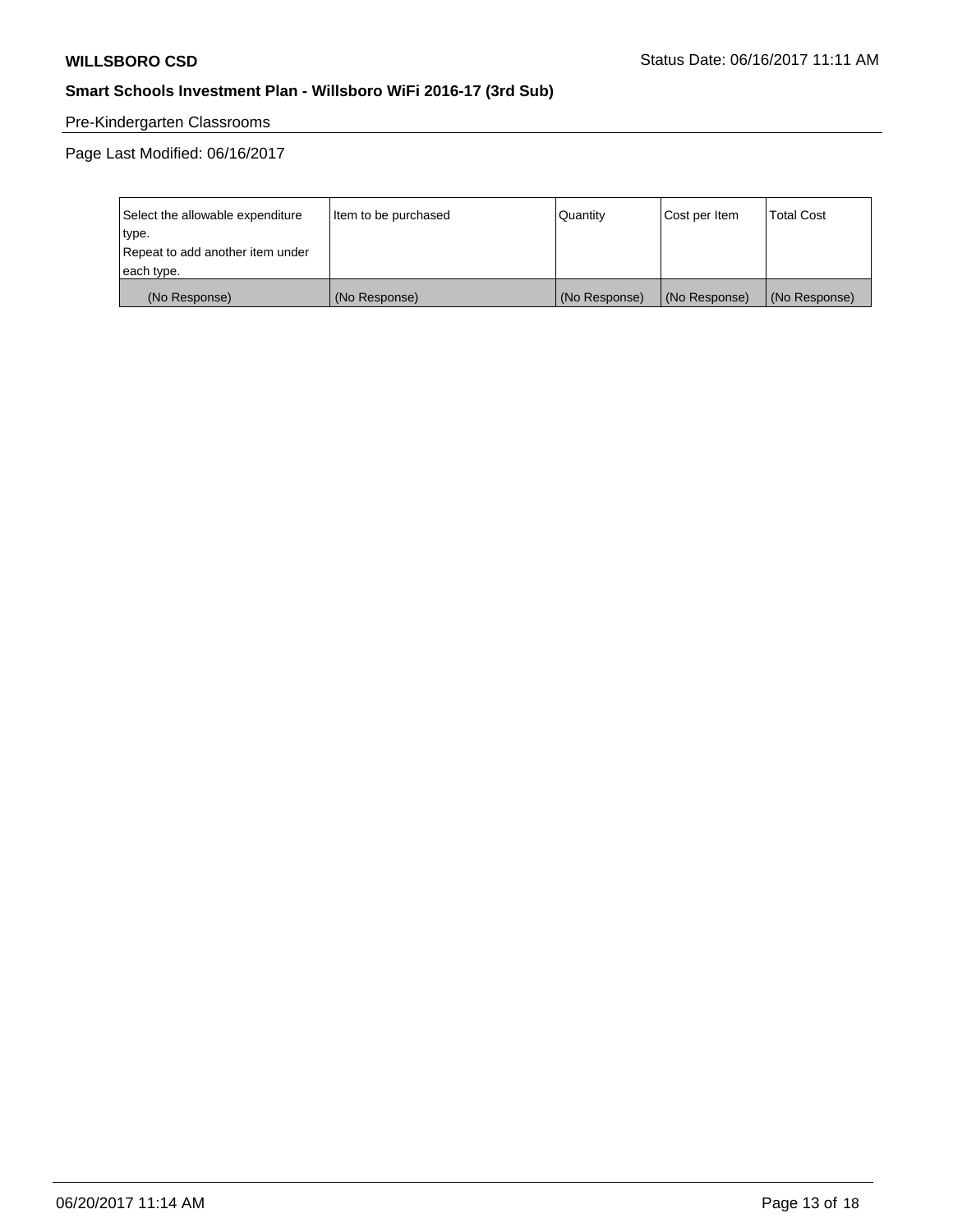Pre-Kindergarten Classrooms

Page Last Modified: 06/16/2017

| Select the allowable expenditure type. Repeat to add another item under each type. | Item to be purchased | Quantity | Cost per Item | Total Cost |
|---|---|---|---|---|
| (No Response) | (No Response) | (No Response) | (No Response) | (No Response) |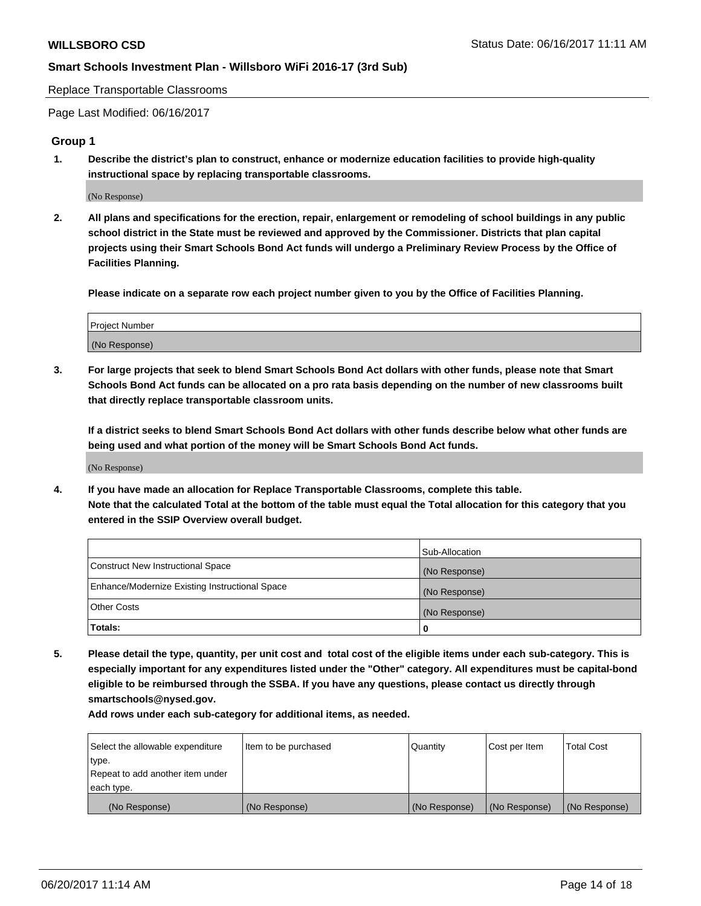Replace Transportable Classrooms

Page Last Modified: 06/16/2017

## Group 1

**1. Describe the district's plan to construct, enhance or modernize education facilities to provide high-quality instructional space by replacing transportable classrooms.**

(No Response)

**2. All plans and specifications for the erection, repair, enlargement or remodeling of school buildings in any public school district in the State must be reviewed and approved by the Commissioner. Districts that plan capital projects using their Smart Schools Bond Act funds will undergo a Preliminary Review Process by the Office of Facilities Planning.**

**Please indicate on a separate row each project number given to you by the Office of Facilities Planning.**

| Project Number |
| --- |
| (No Response) |

**3. For large projects that seek to blend Smart Schools Bond Act dollars with other funds, please note that Smart Schools Bond Act funds can be allocated on a pro rata basis depending on the number of new classrooms built that directly replace transportable classroom units.**

**If a district seeks to blend Smart Schools Bond Act dollars with other funds describe below what other funds are being used and what portion of the money will be Smart Schools Bond Act funds.**

(No Response)

**4. If you have made an allocation for Replace Transportable Classrooms, complete this table. Note that the calculated Total at the bottom of the table must equal the Total allocation for this category that you entered in the SSIP Overview overall budget.**

| | Sub-Allocation |
| --- | --- |
| Construct New Instructional Space | (No Response) |
| Enhance/Modernize Existing Instructional Space | (No Response) |
| Other Costs | (No Response) |
| **Totals:** | **0** |

**5. Please detail the type, quantity, per unit cost and total cost of the eligible items under each sub-category. This is especially important for any expenditures listed under the "Other" category. All expenditures must be capital-bond eligible to be reimbursed through the SSBA. If you have any questions, please contact us directly through smartschools@nysed.gov.**

**Add rows under each sub-category for additional items, as needed.**

| Select the allowable expenditure type. Repeat to add another item under each type. | Item to be purchased | Quantity | Cost per Item | Total Cost |
| --- | --- | --- | --- | --- |
| (No Response) | (No Response) | (No Response) | (No Response) | (No Response) |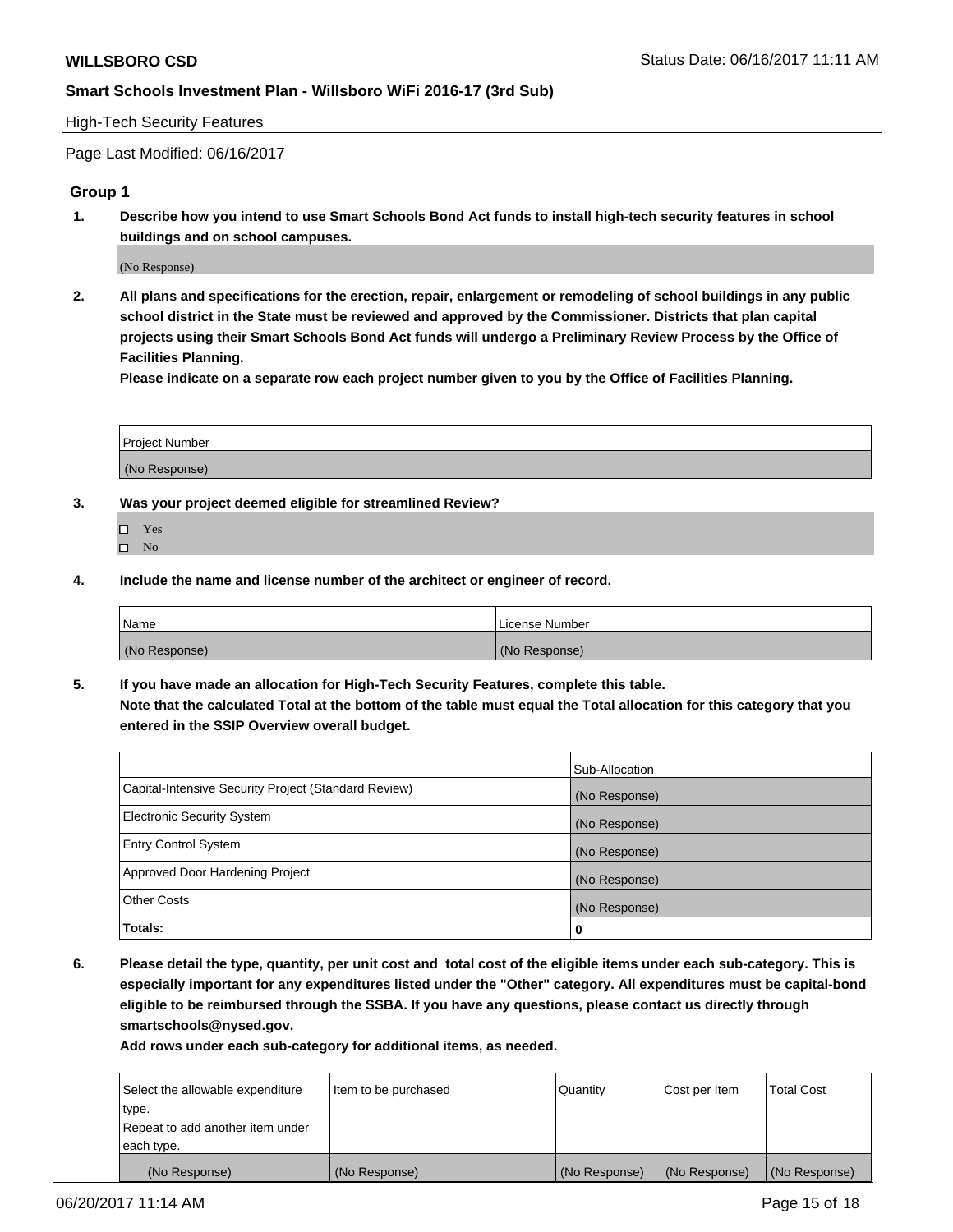High-Tech Security Features

Page Last Modified: 06/16/2017

## Group 1

1. **Describe how you intend to use Smart Schools Bond Act funds to install high-tech security features in school buildings and on school campuses.**

   (No Response)

2. **All plans and specifications for the erection, repair, enlargement or remodeling of school buildings in any public school district in the State must be reviewed and approved by the Commissioner. Districts that plan capital projects using their Smart Schools Bond Act funds will undergo a Preliminary Review Process by the Office of Facilities Planning.**

   **Please indicate on a separate row each project number given to you by the Office of Facilities Planning.**

| Project Number |
|---|
| (No Response) |

3. **Was your project deemed eligible for streamlined Review?**

   - ☐ Yes
   - ☐ No

4. **Include the name and license number of the architect or engineer of record.**

| Name | License Number |
|---|---|
| (No Response) | (No Response) |

5. **If you have made an allocation for High-Tech Security Features, complete this table.**
   **Note that the calculated Total at the bottom of the table must equal the Total allocation for this category that you entered in the SSIP Overview overall budget.**

| | Sub-Allocation |
|---|---|
| Capital-Intensive Security Project (Standard Review) | (No Response) |
| Electronic Security System | (No Response) |
| Entry Control System | (No Response) |
| Approved Door Hardening Project | (No Response) |
| Other Costs | (No Response) |
| **Totals:** | **0** |

6. **Please detail the type, quantity, per unit cost and total cost of the eligible items under each sub-category. This is especially important for any expenditures listed under the "Other" category. All expenditures must be capital-bond eligible to be reimbursed through the SSBA. If you have any questions, please contact us directly through smartschools@nysed.gov.**

   **Add rows under each sub-category for additional items, as needed.**

| Select the allowable expenditure type. Repeat to add another item under each type. | Item to be purchased | Quantity | Cost per Item | Total Cost |
|---|---|---|---|---|
| (No Response) | (No Response) | (No Response) | (No Response) | (No Response) |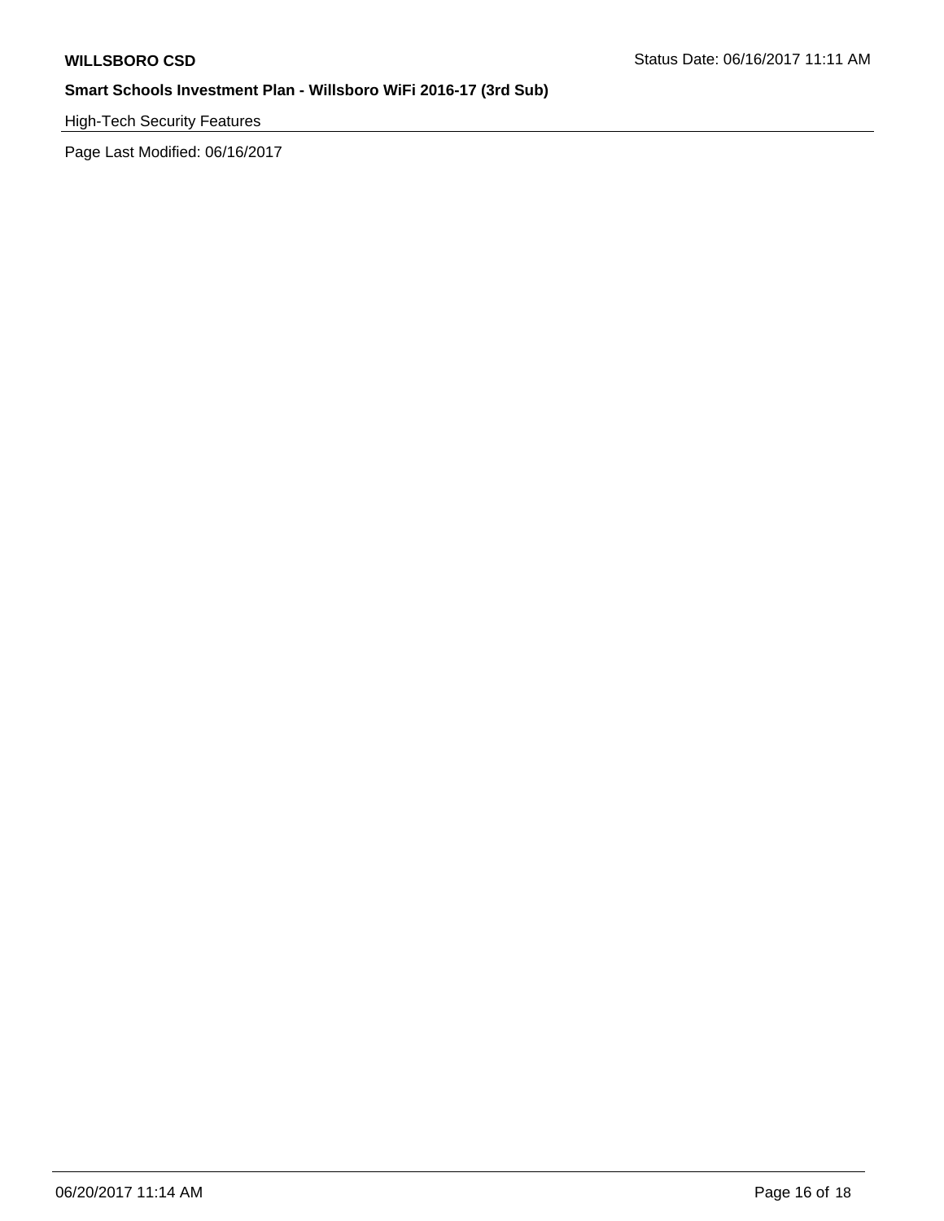High-Tech Security Features

Page Last Modified: 06/16/2017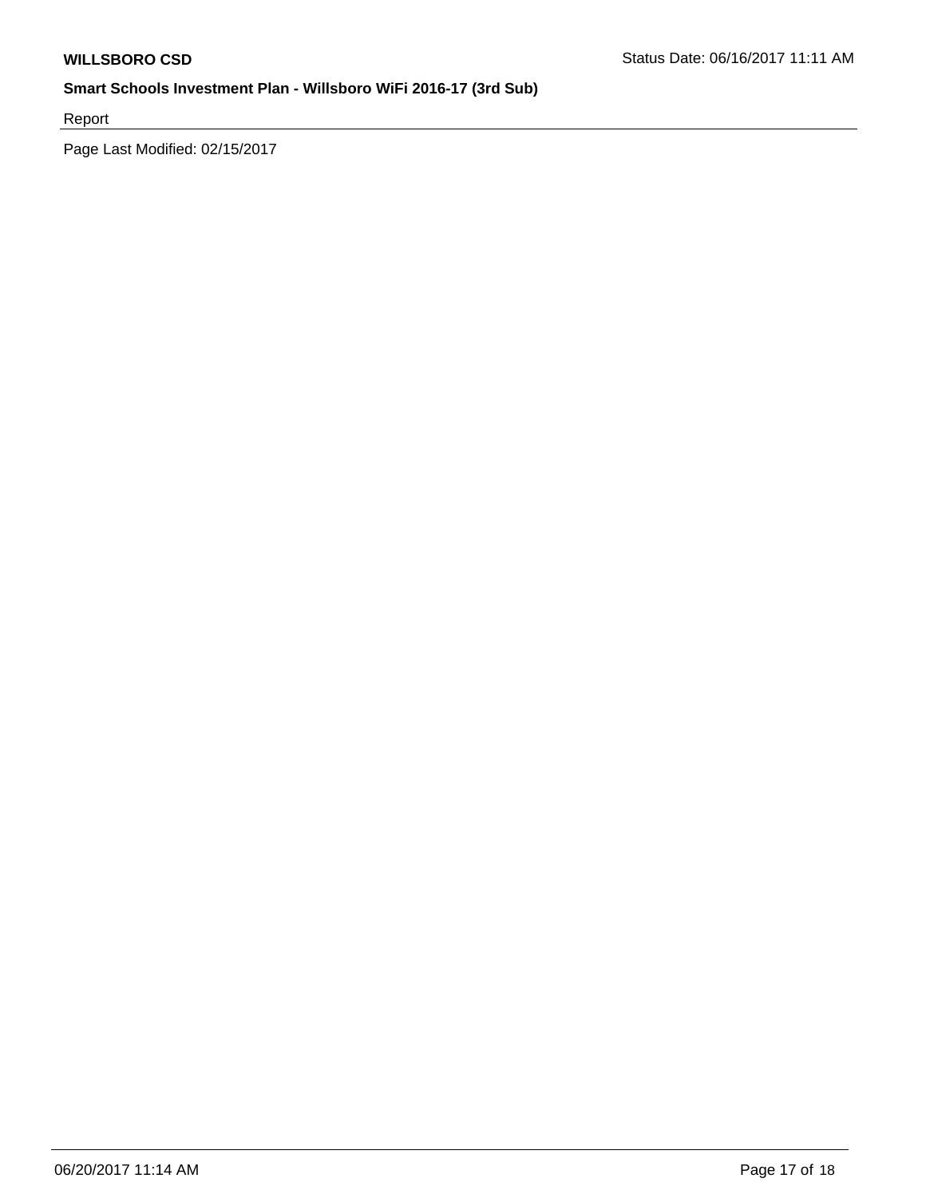Report

Page Last Modified: 02/15/2017